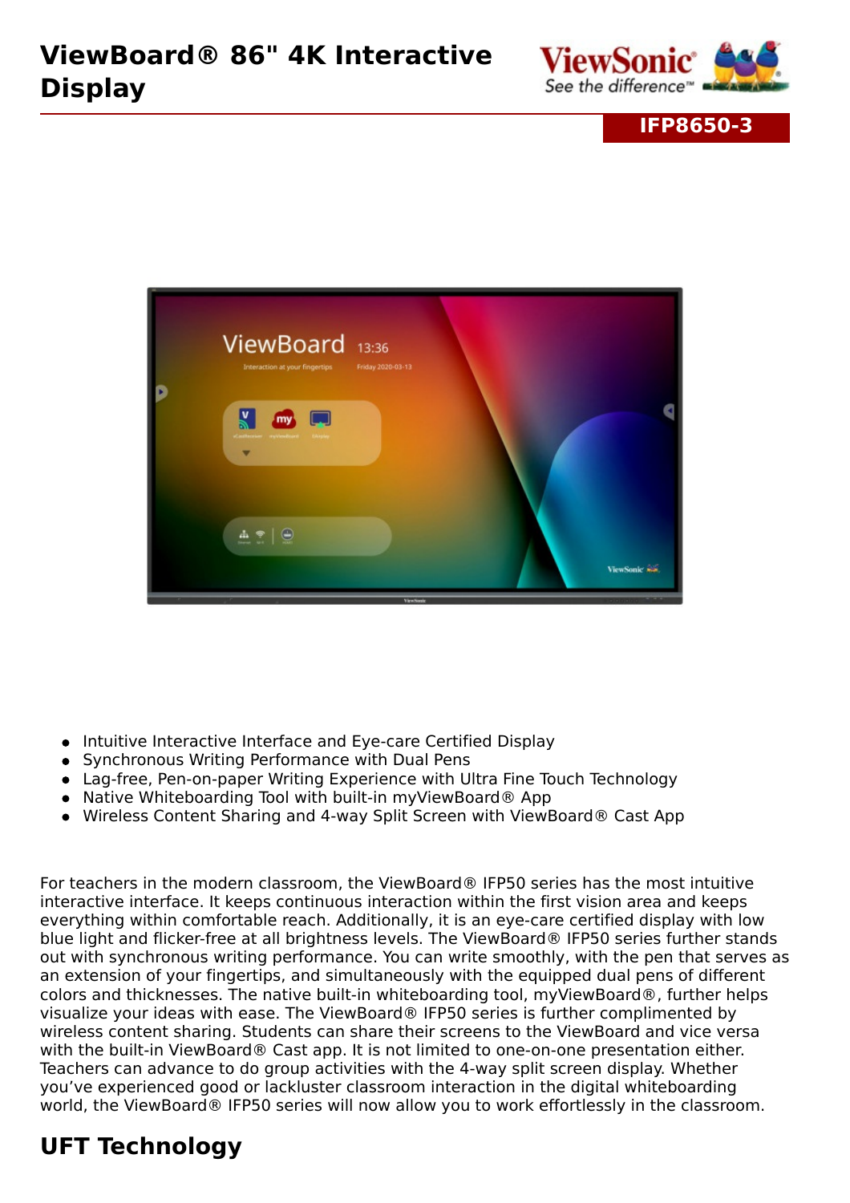# ViewBoard® 86" 4K Interactive Display

**IFP8650-3**

- Intuitive Interactive Interface and Eye-care Certified Display
- Synchronous Writing Performance with Dual Pens
- Lag-free, Pen-on-paper Writing Experience with Ultra Fine Touch Technology
- Native Whiteboarding Tool with built-in myViewBoard® App
- Wireless Content Sharing and 4-way Split Screen with ViewBoard® Cast App

For teachers in the modern classroom, the ViewBoard® IFP50 series has the most intuitive interactive interface. It keeps continuous interaction within the first vision area and keeps everything within comfortable reach. Additionally, it is an eye-care certified display with low blue light and flicker-free at all brightness levels. The ViewBoard® IFP50 series further stands out with synchronous writing performance. You can write smoothly, with the pen that serves as an extension of your fingertips, and simultaneously with the equipped dual pens of different colors and thicknesses. The native built-in whiteboarding tool, myViewBoard®, further helps visualize your ideas with ease. The ViewBoard® IFP50 series is further complimented by wireless content sharing. Students can share their screens to the ViewBoard and vice versa with the built-in ViewBoard® Cast app. It is not limited to one-on-one presentation either. Teachers can advance to do group activities with the 4-way split screen display. Whether you've experienced good or lackluster classroom interaction in the digital whiteboarding world, the ViewBoard® IFP50 series will now allow you to work effortlessly in the classroom.

## UFT Technology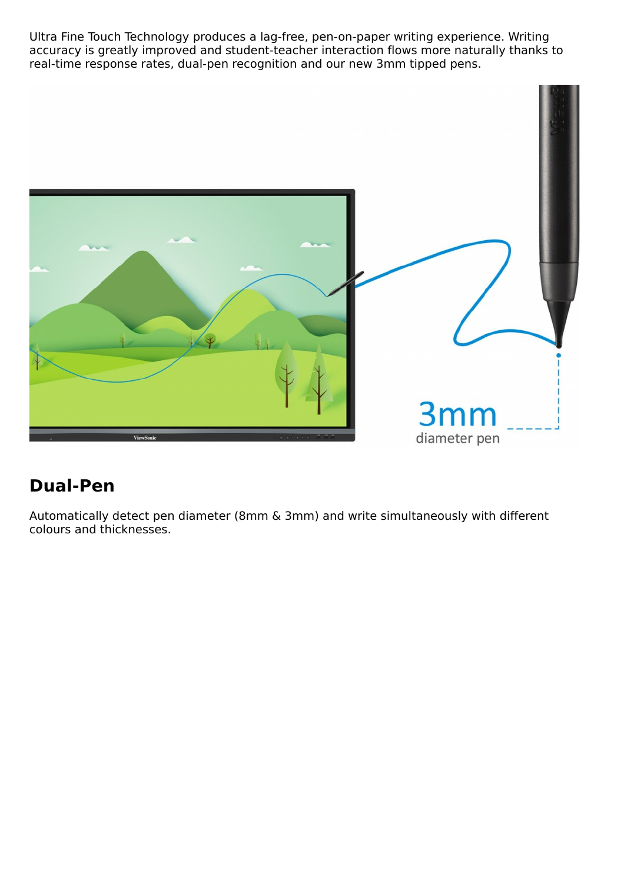Ultra Fine Touch Technology produces a lag-free, pen-on-paper writing experience. Writing accuracy is greatly improved and student-teacher interaction flows more naturally thanks to real-time response rates, dual-pen recognition and our new 3mm tipped pens.

## Dual-Pen

Automatically detect pen diameter (8mm & 3mm) and write simultaneously with different colours and thicknesses.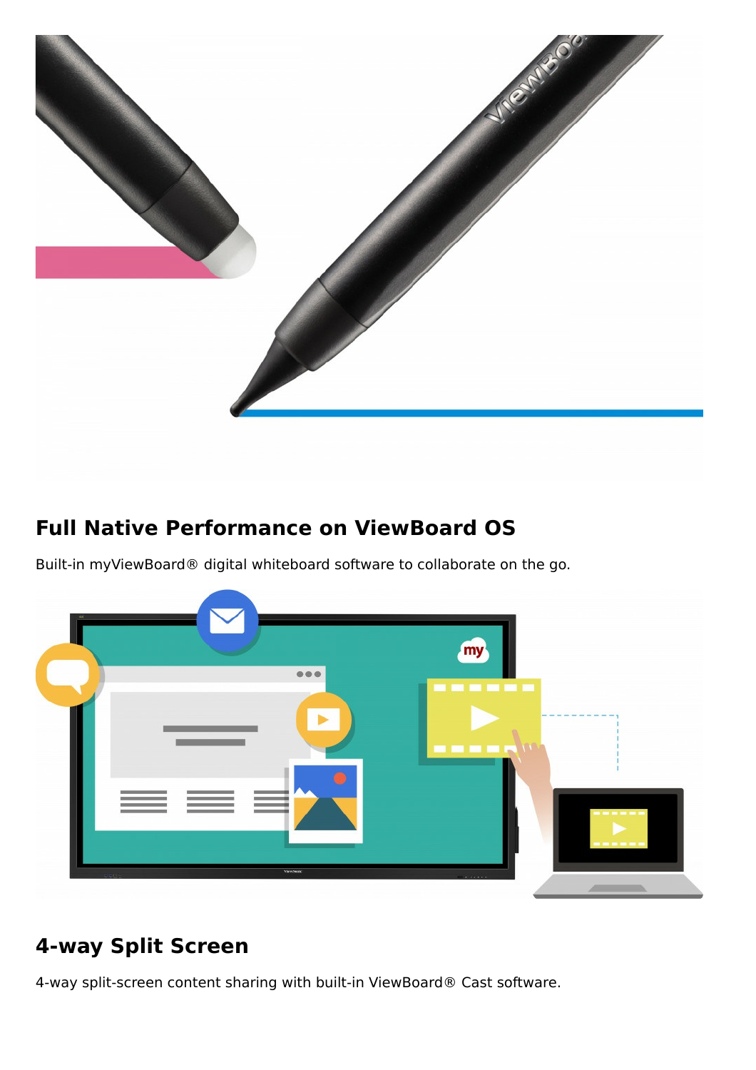## Full Native Performance on ViewBoard OS

Built-in myViewBoard® digital whiteboard software to collaborate on the go.

## 4-way Split Screen

4-way split-screen content sharing with built-in ViewBoard® Cast software.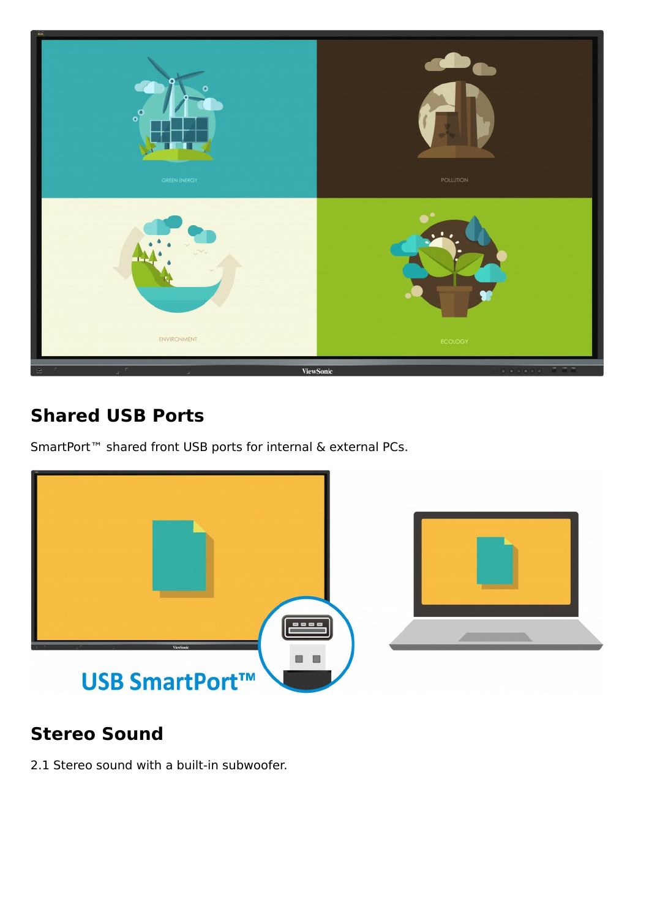## Shared USB Ports

SmartPort™ shared front USB ports for internal & external PCs.

## Stereo Sound

2.1 Stereo sound with a built-in subwoofer.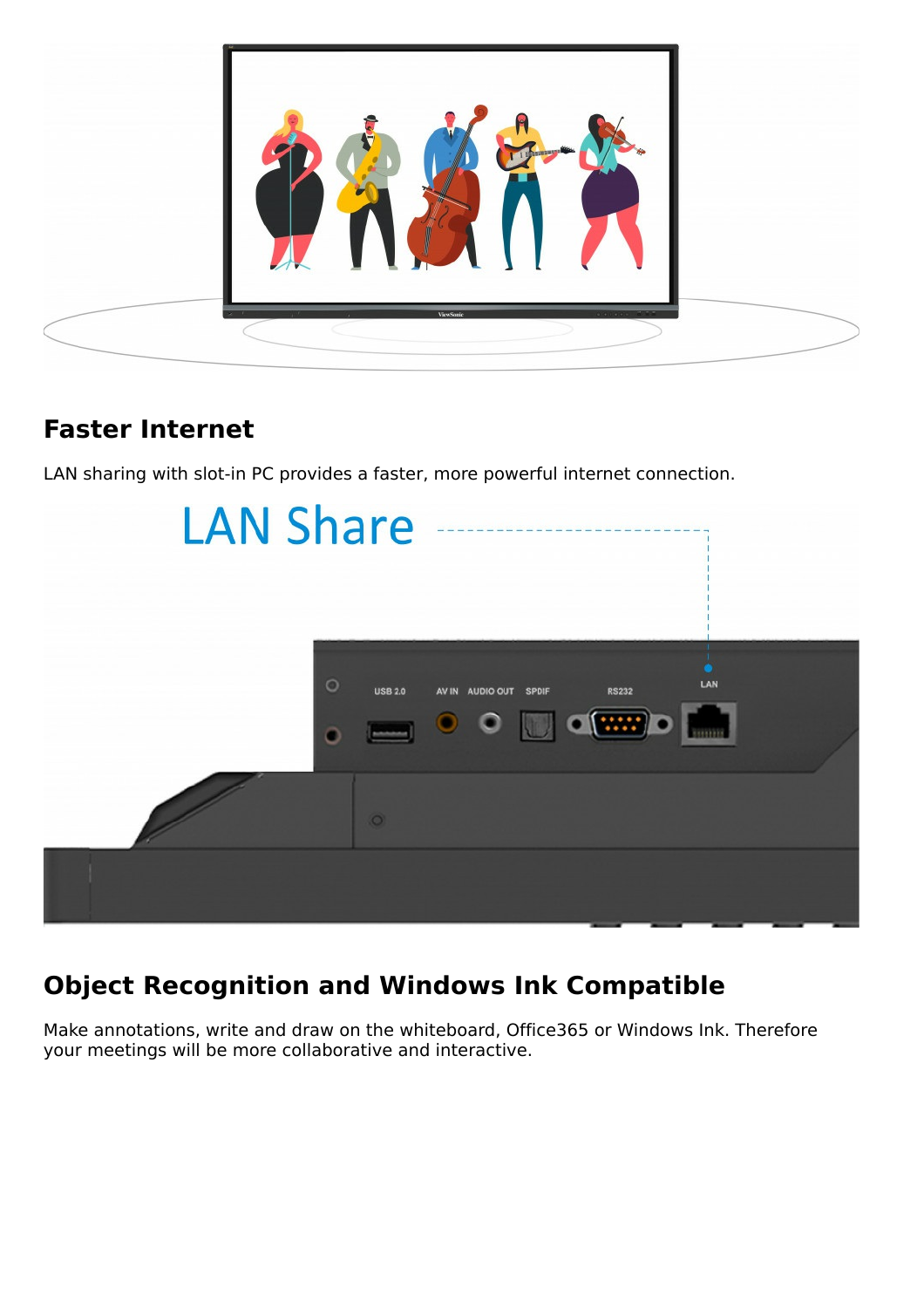## Faster Internet

LAN sharing with slot-in PC provides a faster, more powerful internet connection.

## Object Recognition and Windows Ink Compatible

Make annotations, write and draw on the whiteboard, Office365 or Windows Ink. Therefore your meetings will be more collaborative and interactive.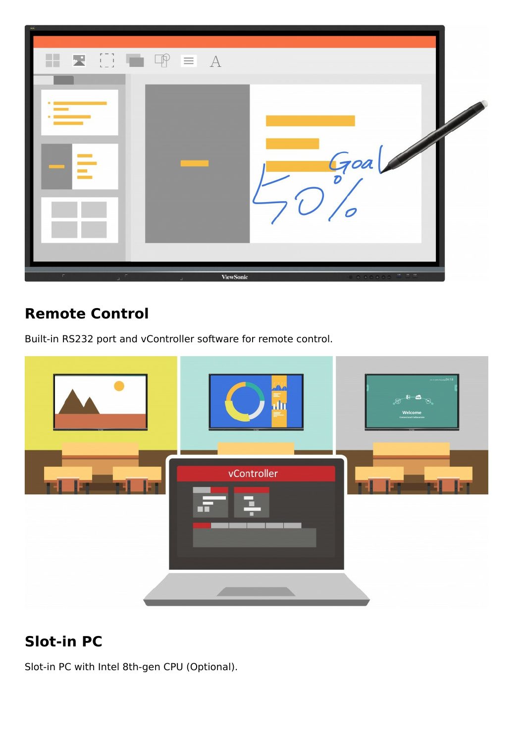## Remote Control

Built-in RS232 port and vController software for remote control.

## Slot-in PC

Slot-in PC with Intel 8th-gen CPU (Optional).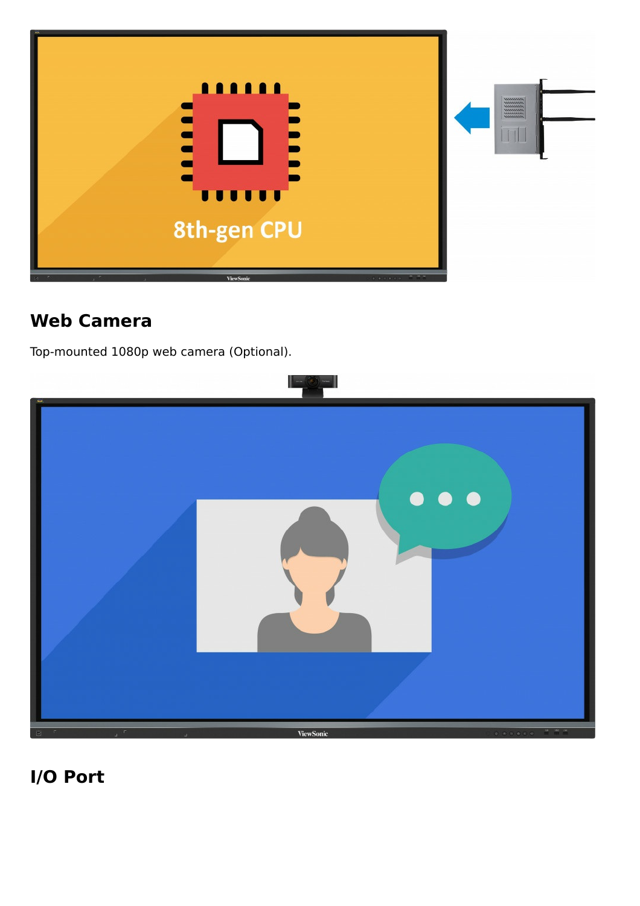## Web Camera

Top-mounted 1080p web camera (Optional).

## I/O Port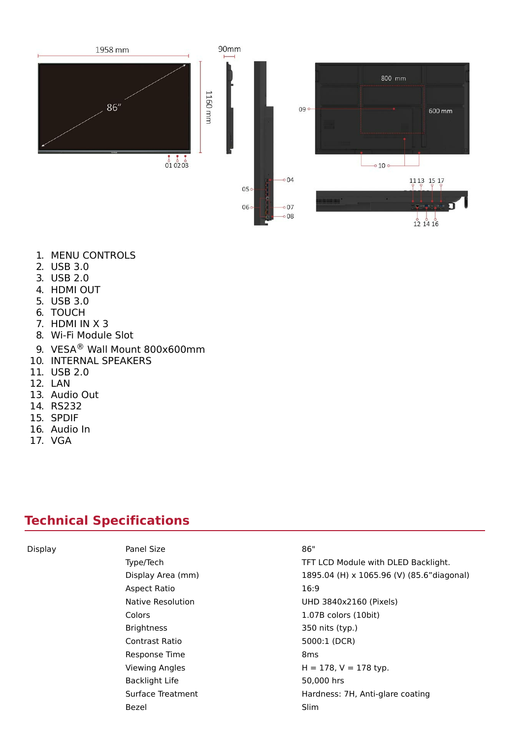1. MENU CONTROLS
2. USB 3.0
3. USB 2.0
4. HDMI OUT
5. USB 3.0
6. TOUCH
7. HDMI IN X 3
8. Wi-Fi Module Slot
9. VESA® Wall Mount 800x600mm
10. INTERNAL SPEAKERS
11. USB 2.0
12. LAN
13. Audio Out
14. RS232
15. SPDIF
16. Audio In
17. VGA

## Technical Specifications

| | | |
|---|---|---|
| Display | Panel Size | 86" |
| | Type/Tech | TFT LCD Module with DLED Backlight. |
| | Display Area (mm) | 1895.04 (H) x 1065.96 (V) (85.6"diagonal) |
| | Aspect Ratio | 16:9 |
| | Native Resolution | UHD 3840x2160 (Pixels) |
| | Colors | 1.07B colors (10bit) |
| | Brightness | 350 nits (typ.) |
| | Contrast Ratio | 5000:1 (DCR) |
| | Response Time | 8ms |
| | Viewing Angles | H = 178, V = 178 typ. |
| | Backlight Life | 50,000 hrs |
| | Surface Treatment | Hardness: 7H, Anti-glare coating |
| | Bezel | Slim |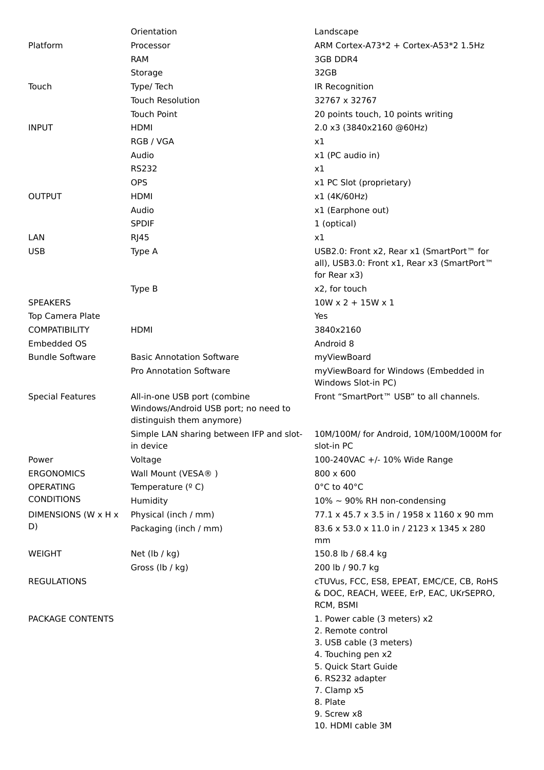| | | |
|---|---|---|
| | Orientation | Landscape |
| Platform | Processor | ARM Cortex-A73*2 + Cortex-A53*2 1.5Hz |
| | RAM | 3GB DDR4 |
| | Storage | 32GB |
| Touch | Type/ Tech | IR Recognition |
| | Touch Resolution | 32767 x 32767 |
| | Touch Point | 20 points touch, 10 points writing |
| INPUT | HDMI | 2.0 x3 (3840x2160 @60Hz) |
| | RGB / VGA | x1 |
| | Audio | x1 (PC audio in) |
| | RS232 | x1 |
| | OPS | x1 PC Slot (proprietary) |
| OUTPUT | HDMI | x1 (4K/60Hz) |
| | Audio | x1 (Earphone out) |
| | SPDIF | 1 (optical) |
| LAN | RJ45 | x1 |
| USB | Type A | USB2.0: Front x2, Rear x1 (SmartPort™ for all), USB3.0: Front x1, Rear x3 (SmartPort™ for Rear x3) |
| | Type B | x2, for touch |
| SPEAKERS | | 10W x 2 + 15W x 1 |
| Top Camera Plate | | Yes |
| COMPATIBILITY | HDMI | 3840x2160 |
| Embedded OS | | Android 8 |
| Bundle Software | Basic Annotation Software | myViewBoard |
| | Pro Annotation Software | myViewBoard for Windows (Embedded in Windows Slot-in PC) |
| Special Features | All-in-one USB port (combine Windows/Android USB port; no need to distinguish them anymore) | Front “SmartPort™ USB” to all channels. |
| | Simple LAN sharing between IFP and slot-in device | 10M/100M/ for Android, 10M/100M/1000M for slot-in PC |
| Power | Voltage | 100-240VAC +/- 10% Wide Range |
| ERGONOMICS | Wall Mount (VESA® ) | 800 x 600 |
| OPERATING CONDITIONS | Temperature (º C) | 0°C to 40°C |
| | Humidity | 10% ~ 90% RH non-condensing |
| DIMENSIONS (W x H x D) | Physical (inch / mm) | 77.1 x 45.7 x 3.5 in / 1958 x 1160 x 90 mm |
| | Packaging (inch / mm) | 83.6 x 53.0 x 11.0 in / 2123 x 1345 x 280 mm |
| WEIGHT | Net (lb / kg) | 150.8 lb / 68.4 kg |
| | Gross (lb / kg) | 200 lb / 90.7 kg |
| REGULATIONS | | cTUVus, FCC, ES8, EPEAT, EMC/CE, CB, RoHS & DOC, REACH, WEEE, ErP, EAC, UKrSEPRO, RCM, BSMI |
| PACKAGE CONTENTS | | 1. Power cable (3 meters) x2<br>2. Remote control<br>3. USB cable (3 meters)<br>4. Touching pen x2<br>5. Quick Start Guide<br>6. RS232 adapter<br>7. Clamp x5<br>8. Plate<br>9. Screw x8<br>10. HDMI cable 3M |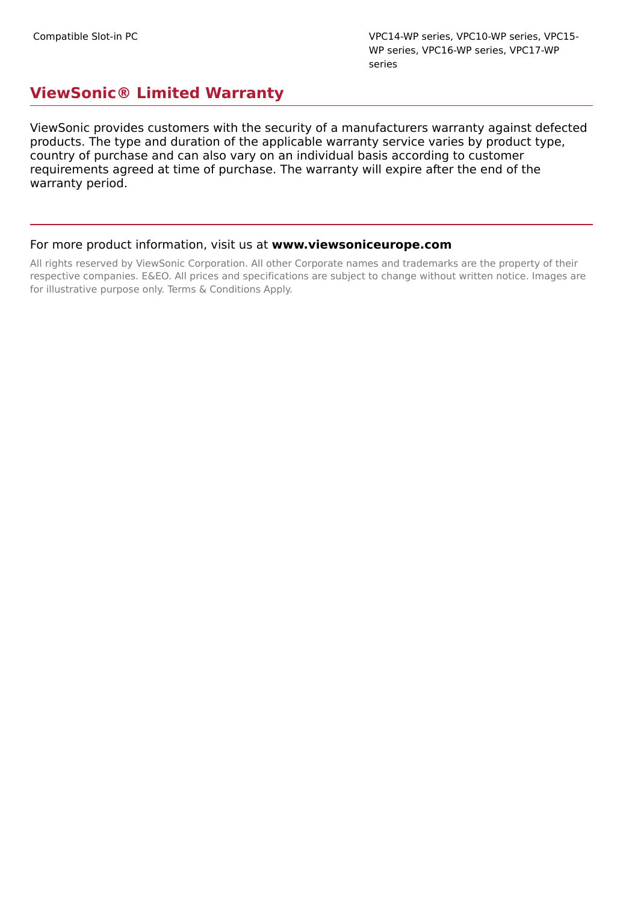| | |
|---|---|
| Compatible Slot-in PC | VPC14-WP series, VPC10-WP series, VPC15-WP series, VPC16-WP series, VPC17-WP series |

## ViewSonic® Limited Warranty

ViewSonic provides customers with the security of a manufacturers warranty against defected products. The type and duration of the applicable warranty service varies by product type, country of purchase and can also vary on an individual basis according to customer requirements agreed at time of purchase. The warranty will expire after the end of the warranty period.

---

For more product information, visit us at **www.viewsoniceurope.com**

All rights reserved by ViewSonic Corporation. All other Corporate names and trademarks are the property of their respective companies. E&EO. All prices and specifications are subject to change without written notice. Images are for illustrative purpose only. Terms & Conditions Apply.